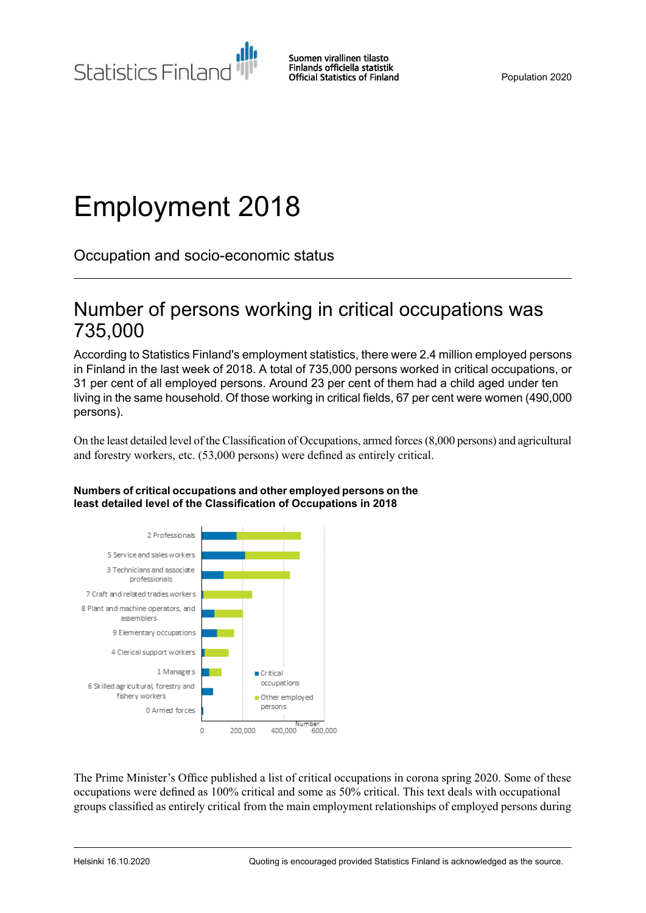Statistics Finland

Suomen virallinen tilasto
Finlands officiella statistik
Official Statistics of Finland

Population 2020

# Employment 2018

## Occupation and socio-economic status

## Number of persons working in critical occupations was 735,000

According to Statistics Finland's employment statistics, there were 2.4 million employed persons in Finland in the last week of 2018. A total of 735,000 persons worked in critical occupations, or 31 per cent of all employed persons. Around 23 per cent of them had a child aged under ten living in the same household. Of those working in critical fields, 67 per cent were women (490,000 persons).

On the least detailed level of the Classification of Occupations, armed forces (8,000 persons) and agricultural and forestry workers, etc. (53,000 persons) were defined as entirely critical.

**Numbers of critical occupations and other employed persons on the least detailed level of the Classification of Occupations in 2018**

The Prime Minister's Office published a list of critical occupations in corona spring 2020. Some of these occupations were defined as 100% critical and some as 50% critical. This text deals with occupational groups classified as entirely critical from the main employment relationships of employed persons during

Helsinki 16.10.2020

Quoting is encouraged provided Statistics Finland is acknowledged as the source.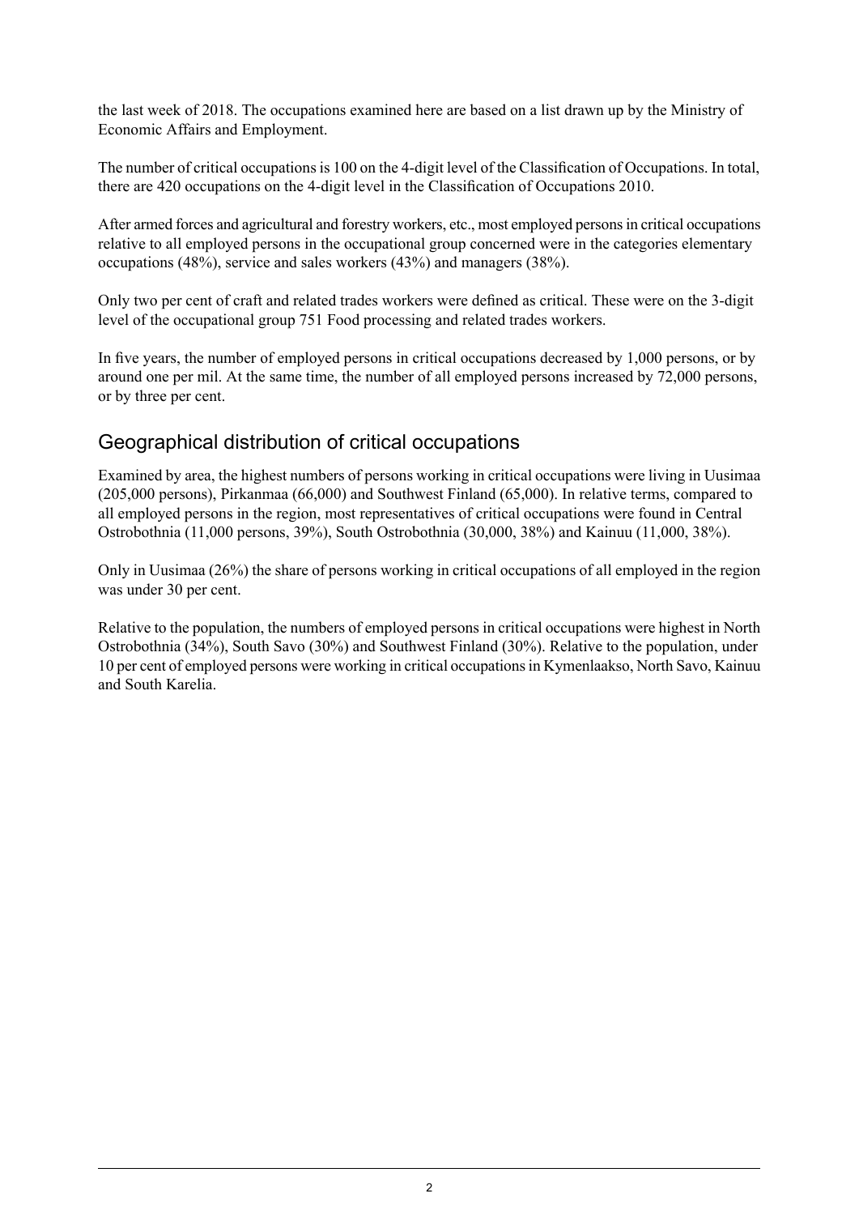the last week of 2018. The occupations examined here are based on a list drawn up by the Ministry of Economic Affairs and Employment.

The number of critical occupations is 100 on the 4-digit level of the Classification of Occupations. In total, there are 420 occupations on the 4-digit level in the Classification of Occupations 2010.

After armed forces and agricultural and forestry workers, etc., most employed persons in critical occupations relative to all employed persons in the occupational group concerned were in the categories elementary occupations (48%), service and sales workers (43%) and managers (38%).

Only two per cent of craft and related trades workers were defined as critical. These were on the 3-digit level of the occupational group 751 Food processing and related trades workers.

In five years, the number of employed persons in critical occupations decreased by 1,000 persons, or by around one per mil. At the same time, the number of all employed persons increased by 72,000 persons, or by three per cent.

## Geographical distribution of critical occupations

Examined by area, the highest numbers of persons working in critical occupations were living in Uusimaa (205,000 persons), Pirkanmaa (66,000) and Southwest Finland (65,000). In relative terms, compared to all employed persons in the region, most representatives of critical occupations were found in Central Ostrobothnia (11,000 persons, 39%), South Ostrobothnia (30,000, 38%) and Kainuu (11,000, 38%).

Only in Uusimaa (26%) the share of persons working in critical occupations of all employed in the region was under 30 per cent.

Relative to the population, the numbers of employed persons in critical occupations were highest in North Ostrobothnia (34%), South Savo (30%) and Southwest Finland (30%). Relative to the population, under 10 per cent of employed persons were working in critical occupations in Kymenlaakso, North Savo, Kainuu and South Karelia.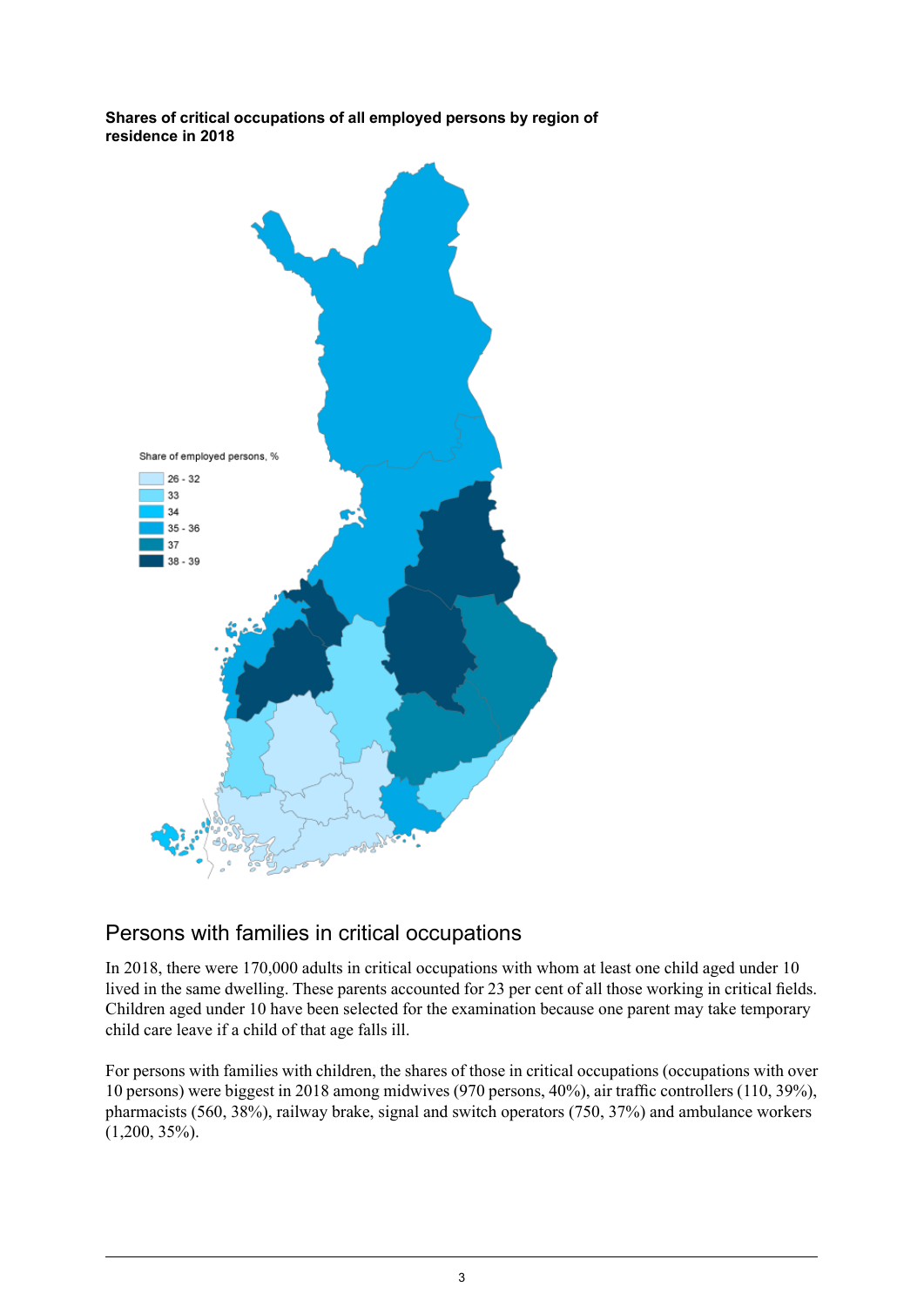**Shares of critical occupations of all employed persons by region of residence in 2018**

Share of employed persons, %

- 26 - 32
- 33
- 34
- 35 - 36
- 37
- 38 - 39

## Persons with families in critical occupations

In 2018, there were 170,000 adults in critical occupations with whom at least one child aged under 10 lived in the same dwelling. These parents accounted for 23 per cent of all those working in critical fields. Children aged under 10 have been selected for the examination because one parent may take temporary child care leave if a child of that age falls ill.

For persons with families with children, the shares of those in critical occupations (occupations with over 10 persons) were biggest in 2018 among midwives (970 persons, 40%), air traffic controllers (110, 39%), pharmacists (560, 38%), railway brake, signal and switch operators (750, 37%) and ambulance workers (1,200, 35%).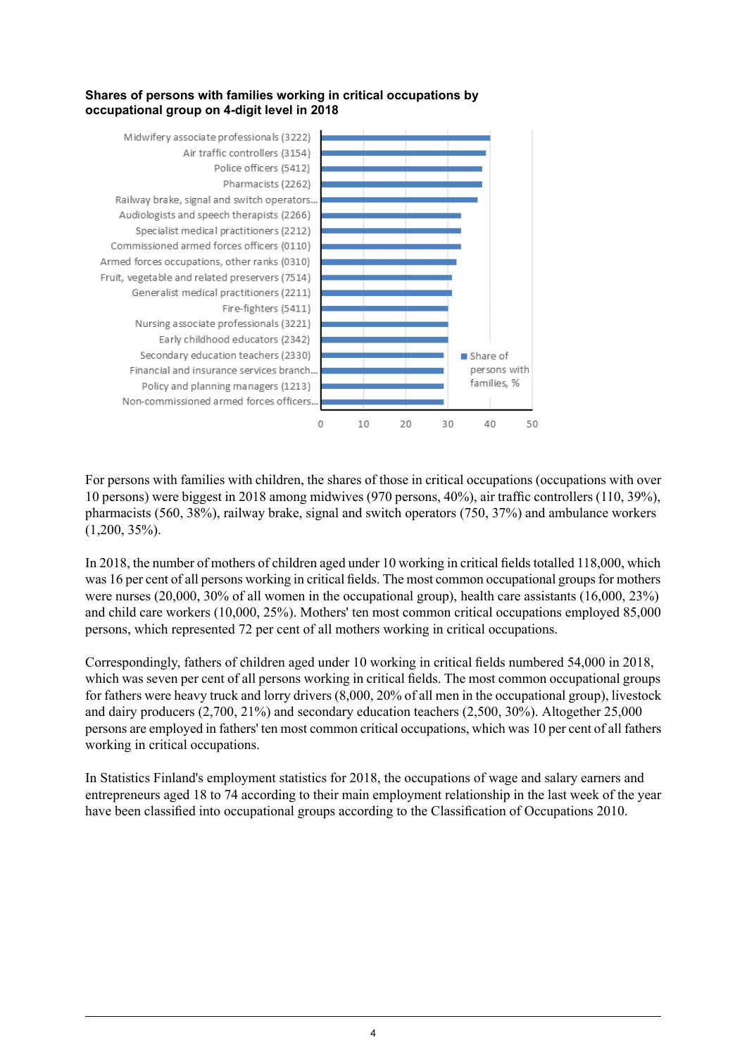**Shares of persons with families working in critical occupations by occupational group on 4-digit level in 2018**

| Occupational group | Share of persons with families, % |
|---|---|
| Midwifery associate professionals (3222) | 40 |
| Air traffic controllers (3154) | 39 |
| Police officers (5412) | 38 |
| Pharmacists (2262) | 38 |
| Railway brake, signal and switch operators... | 37 |
| Audiologists and speech therapists (2266) | 33 |
| Specialist medical practitioners (2212) | 33 |
| Commissioned armed forces officers (0110) | 33 |
| Armed forces occupations, other ranks (0310) | 32 |
| Fruit, vegetable and related preservers (7514) | 31 |
| Generalist medical practitioners (2211) | 31 |
| Fire-fighters (5411) | 30 |
| Nursing associate professionals (3221) | 30 |
| Early childhood educators (2342) | 30 |
| Secondary education teachers (2330) | 29 |
| Financial and insurance services branch... | 29 |
| Policy and planning managers (1213) | 29 |
| Non-commissioned armed forces officers... | 29 |

For persons with families with children, the shares of those in critical occupations (occupations with over 10 persons) were biggest in 2018 among midwives (970 persons, 40%), air traffic controllers (110, 39%), pharmacists (560, 38%), railway brake, signal and switch operators (750, 37%) and ambulance workers (1,200, 35%).

In 2018, the number of mothers of children aged under 10 working in critical fields totalled 118,000, which was 16 per cent of all persons working in critical fields. The most common occupational groups for mothers were nurses (20,000, 30% of all women in the occupational group), health care assistants (16,000, 23%) and child care workers (10,000, 25%). Mothers' ten most common critical occupations employed 85,000 persons, which represented 72 per cent of all mothers working in critical occupations.

Correspondingly, fathers of children aged under 10 working in critical fields numbered 54,000 in 2018, which was seven per cent of all persons working in critical fields. The most common occupational groups for fathers were heavy truck and lorry drivers (8,000, 20% of all men in the occupational group), livestock and dairy producers (2,700, 21%) and secondary education teachers (2,500, 30%). Altogether 25,000 persons are employed in fathers' ten most common critical occupations, which was 10 per cent of all fathers working in critical occupations.

In Statistics Finland's employment statistics for 2018, the occupations of wage and salary earners and entrepreneurs aged 18 to 74 according to their main employment relationship in the last week of the year have been classified into occupational groups according to the Classification of Occupations 2010.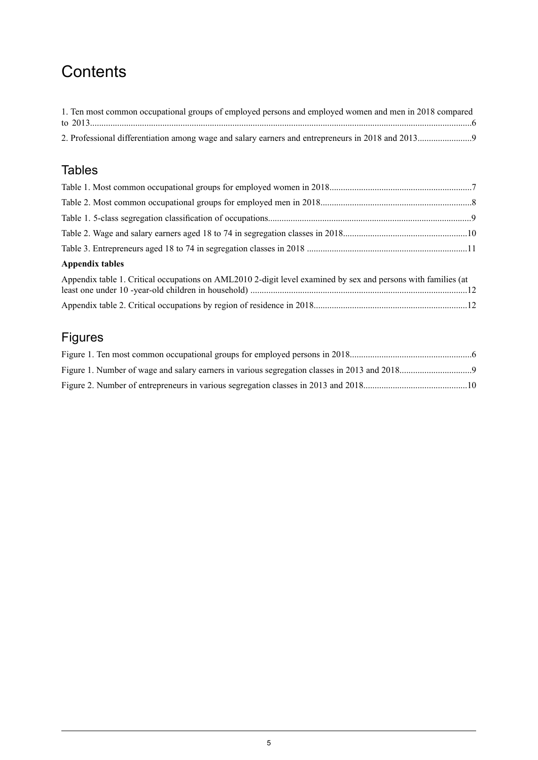# Contents

1. Ten most common occupational groups of employed persons and employed women and men in 2018 compared to 2013.......................................................................................................................................................6

2. Professional differentiation among wage and salary earners and entrepreneurs in 2018 and 2013........................9

## Tables

Table 1. Most common occupational groups for employed women in 2018..............................................................7

Table 2. Most common occupational groups for employed men in 2018..................................................................8

Table 1. 5-class segregation classification of occupations.........................................................................................9

Table 2. Wage and salary earners aged 18 to 74 in segregation classes in 2018......................................................10

Table 3. Entrepreneurs aged 18 to 74 in segregation classes in 2018 ......................................................................11

**Appendix tables**

Appendix table 1. Critical occupations on AML2010 2-digit level examined by sex and persons with families (at least one under 10 -year-old children in household) ...............................................................................................12

Appendix table 2. Critical occupations by region of residence in 2018...................................................................12

## Figures

Figure 1. Ten most common occupational groups for employed persons in 2018.....................................................6

Figure 1. Number of wage and salary earners in various segregation classes in 2013 and 2018...............................9

Figure 2. Number of entrepreneurs in various segregation classes in 2013 and 2018.............................................10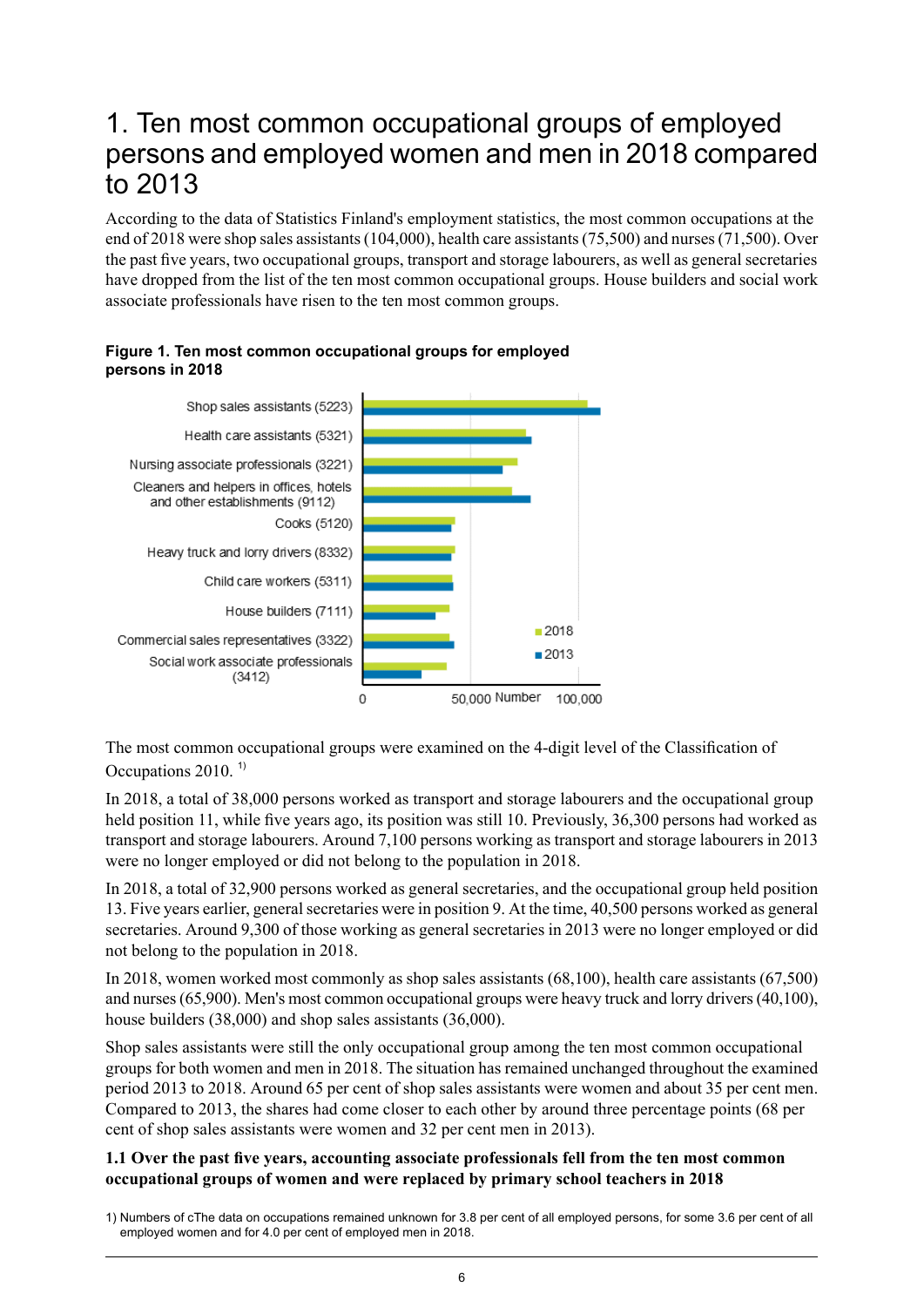# 1. Ten most common occupational groups of employed persons and employed women and men in 2018 compared to 2013

According to the data of Statistics Finland's employment statistics, the most common occupations at the end of 2018 were shop sales assistants (104,000), health care assistants (75,500) and nurses (71,500). Over the past five years, two occupational groups, transport and storage labourers, as well as general secretaries have dropped from the list of the ten most common occupational groups. House builders and social work associate professionals have risen to the ten most common groups.

**Figure 1. Ten most common occupational groups for employed persons in 2018**

Shop sales assistants (5223)
Health care assistants (5321)
Nursing associate professionals (3221)
Cleaners and helpers in offices, hotels and other establishments (9112)
Cooks (5120)
Heavy truck and lorry drivers (8332)
Child care workers (5311)
House builders (7111)
Commercial sales representatives (3322)
Social work associate professionals (3412)

0 50,000 Number 100,000

2018
2013

The most common occupational groups were examined on the 4-digit level of the Classification of Occupations 2010. [1)]

In 2018, a total of 38,000 persons worked as transport and storage labourers and the occupational group held position 11, while five years ago, its position was still 10. Previously, 36,300 persons had worked as transport and storage labourers. Around 7,100 persons working as transport and storage labourers in 2013 were no longer employed or did not belong to the population in 2018.

In 2018, a total of 32,900 persons worked as general secretaries, and the occupational group held position 13. Five years earlier, general secretaries were in position 9. At the time, 40,500 persons worked as general secretaries. Around 9,300 of those working as general secretaries in 2013 were no longer employed or did not belong to the population in 2018.

In 2018, women worked most commonly as shop sales assistants (68,100), health care assistants (67,500) and nurses (65,900). Men's most common occupational groups were heavy truck and lorry drivers (40,100), house builders (38,000) and shop sales assistants (36,000).

Shop sales assistants were still the only occupational group among the ten most common occupational groups for both women and men in 2018. The situation has remained unchanged throughout the examined period 2013 to 2018. Around 65 per cent of shop sales assistants were women and about 35 per cent men. Compared to 2013, the shares had come closer to each other by around three percentage points (68 per cent of shop sales assistants were women and 32 per cent men in 2013).

### 1.1 Over the past five years, accounting associate professionals fell from the ten most common occupational groups of women and were replaced by primary school teachers in 2018

1) Numbers of cThe data on occupations remained unknown for 3.8 per cent of all employed persons, for some 3.6 per cent of all employed women and for 4.0 per cent of employed men in 2018.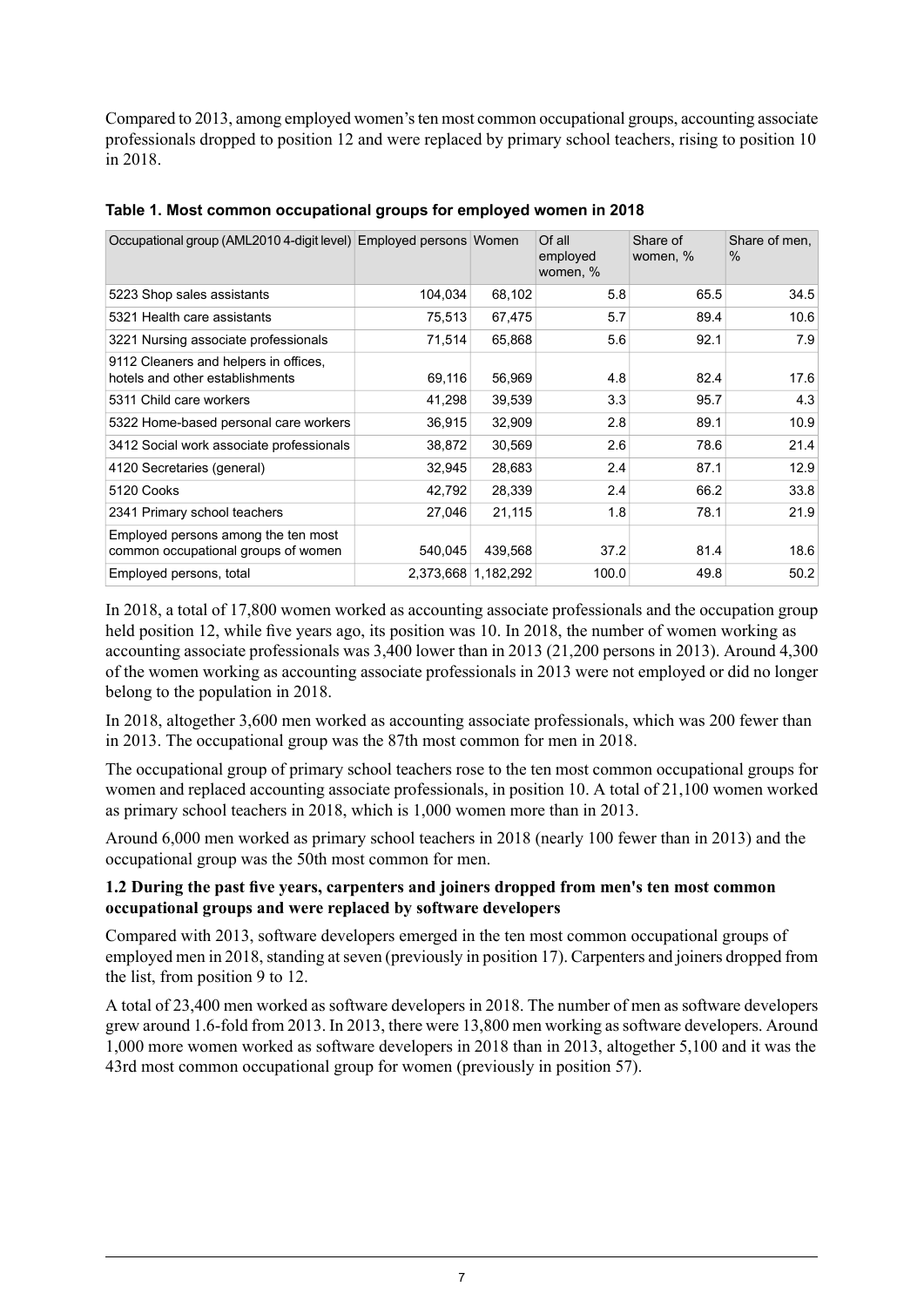Compared to 2013, among employed women's ten most common occupational groups, accounting associate professionals dropped to position 12 and were replaced by primary school teachers, rising to position 10 in 2018.

**Table 1. Most common occupational groups for employed women in 2018**

| Occupational group (AML2010 4-digit level) | Employed persons | Women | Of all employed women, % | Share of women, % | Share of men, % |
|---|---|---|---|---|---|
| 5223 Shop sales assistants | 104,034 | 68,102 | 5.8 | 65.5 | 34.5 |
| 5321 Health care assistants | 75,513 | 67,475 | 5.7 | 89.4 | 10.6 |
| 3221 Nursing associate professionals | 71,514 | 65,868 | 5.6 | 92.1 | 7.9 |
| 9112 Cleaners and helpers in offices, hotels and other establishments | 69,116 | 56,969 | 4.8 | 82.4 | 17.6 |
| 5311 Child care workers | 41,298 | 39,539 | 3.3 | 95.7 | 4.3 |
| 5322 Home-based personal care workers | 36,915 | 32,909 | 2.8 | 89.1 | 10.9 |
| 3412 Social work associate professionals | 38,872 | 30,569 | 2.6 | 78.6 | 21.4 |
| 4120 Secretaries (general) | 32,945 | 28,683 | 2.4 | 87.1 | 12.9 |
| 5120 Cooks | 42,792 | 28,339 | 2.4 | 66.2 | 33.8 |
| 2341 Primary school teachers | 27,046 | 21,115 | 1.8 | 78.1 | 21.9 |
| Employed persons among the ten most common occupational groups of women | 540,045 | 439,568 | 37.2 | 81.4 | 18.6 |
| Employed persons, total | 2,373,668 | 1,182,292 | 100.0 | 49.8 | 50.2 |

In 2018, a total of 17,800 women worked as accounting associate professionals and the occupation group held position 12, while five years ago, its position was 10. In 2018, the number of women working as accounting associate professionals was 3,400 lower than in 2013 (21,200 persons in 2013). Around 4,300 of the women working as accounting associate professionals in 2013 were not employed or did no longer belong to the population in 2018.

In 2018, altogether 3,600 men worked as accounting associate professionals, which was 200 fewer than in 2013. The occupational group was the 87th most common for men in 2018.

The occupational group of primary school teachers rose to the ten most common occupational groups for women and replaced accounting associate professionals, in position 10. A total of 21,100 women worked as primary school teachers in 2018, which is 1,000 women more than in 2013.

Around 6,000 men worked as primary school teachers in 2018 (nearly 100 fewer than in 2013) and the occupational group was the 50th most common for men.

### 1.2 During the past five years, carpenters and joiners dropped from men's ten most common occupational groups and were replaced by software developers

Compared with 2013, software developers emerged in the ten most common occupational groups of employed men in 2018, standing at seven (previously in position 17). Carpenters and joiners dropped from the list, from position 9 to 12.

A total of 23,400 men worked as software developers in 2018. The number of men as software developers grew around 1.6-fold from 2013. In 2013, there were 13,800 men working as software developers. Around 1,000 more women worked as software developers in 2018 than in 2013, altogether 5,100 and it was the 43rd most common occupational group for women (previously in position 57).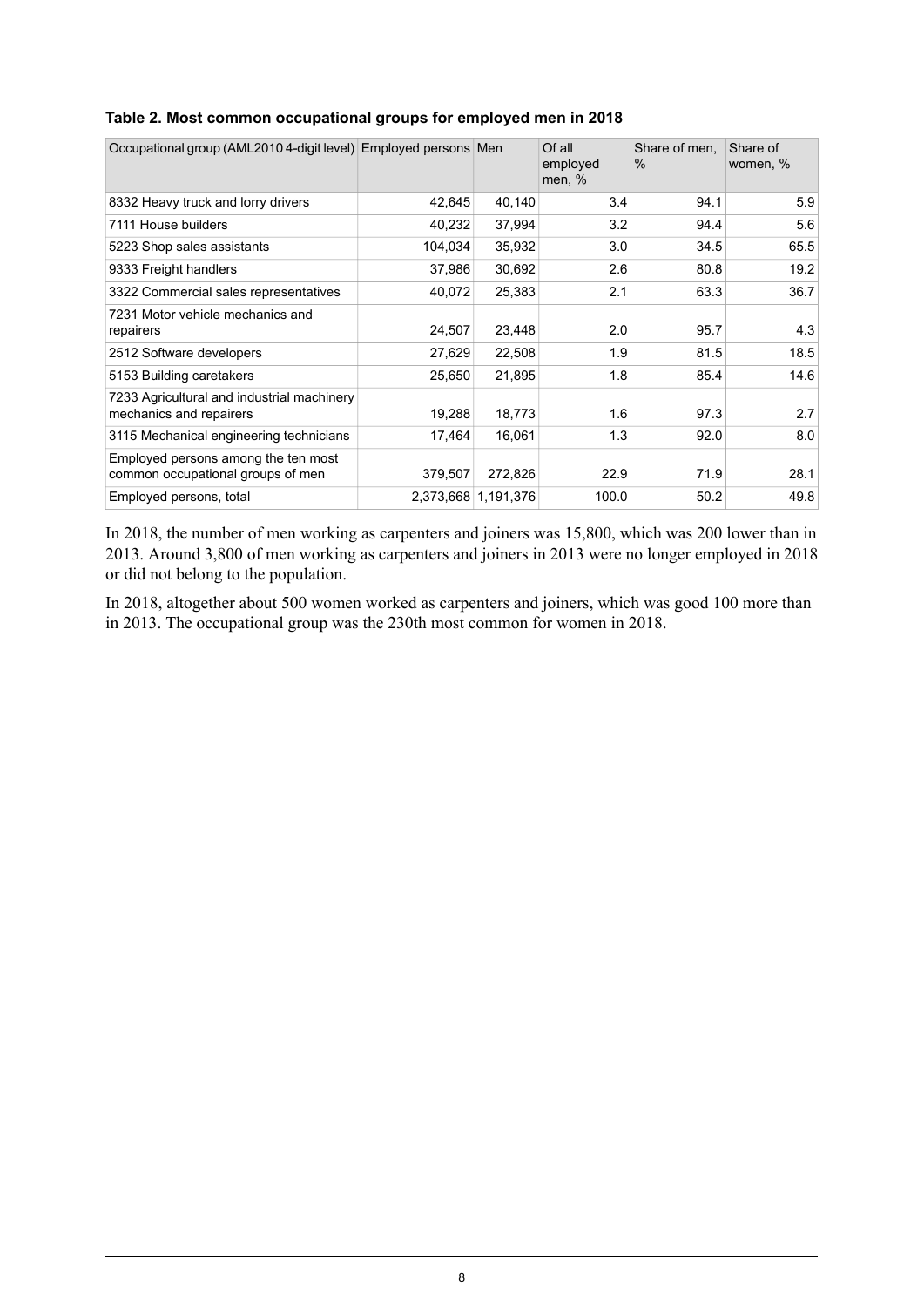**Table 2. Most common occupational groups for employed men in 2018**

| Occupational group (AML2010 4-digit level) | Employed persons | Men | Of all employed men, % | Share of men, % | Share of women, % |
|---|---|---|---|---|---|
| 8332 Heavy truck and lorry drivers | 42,645 | 40,140 | 3.4 | 94.1 | 5.9 |
| 7111 House builders | 40,232 | 37,994 | 3.2 | 94.4 | 5.6 |
| 5223 Shop sales assistants | 104,034 | 35,932 | 3.0 | 34.5 | 65.5 |
| 9333 Freight handlers | 37,986 | 30,692 | 2.6 | 80.8 | 19.2 |
| 3322 Commercial sales representatives | 40,072 | 25,383 | 2.1 | 63.3 | 36.7 |
| 7231 Motor vehicle mechanics and repairers | 24,507 | 23,448 | 2.0 | 95.7 | 4.3 |
| 2512 Software developers | 27,629 | 22,508 | 1.9 | 81.5 | 18.5 |
| 5153 Building caretakers | 25,650 | 21,895 | 1.8 | 85.4 | 14.6 |
| 7233 Agricultural and industrial machinery mechanics and repairers | 19,288 | 18,773 | 1.6 | 97.3 | 2.7 |
| 3115 Mechanical engineering technicians | 17,464 | 16,061 | 1.3 | 92.0 | 8.0 |
| Employed persons among the ten most common occupational groups of men | 379,507 | 272,826 | 22.9 | 71.9 | 28.1 |
| Employed persons, total | 2,373,668 | 1,191,376 | 100.0 | 50.2 | 49.8 |

In 2018, the number of men working as carpenters and joiners was 15,800, which was 200 lower than in 2013. Around 3,800 of men working as carpenters and joiners in 2013 were no longer employed in 2018 or did not belong to the population.

In 2018, altogether about 500 women worked as carpenters and joiners, which was good 100 more than in 2013. The occupational group was the 230th most common for women in 2018.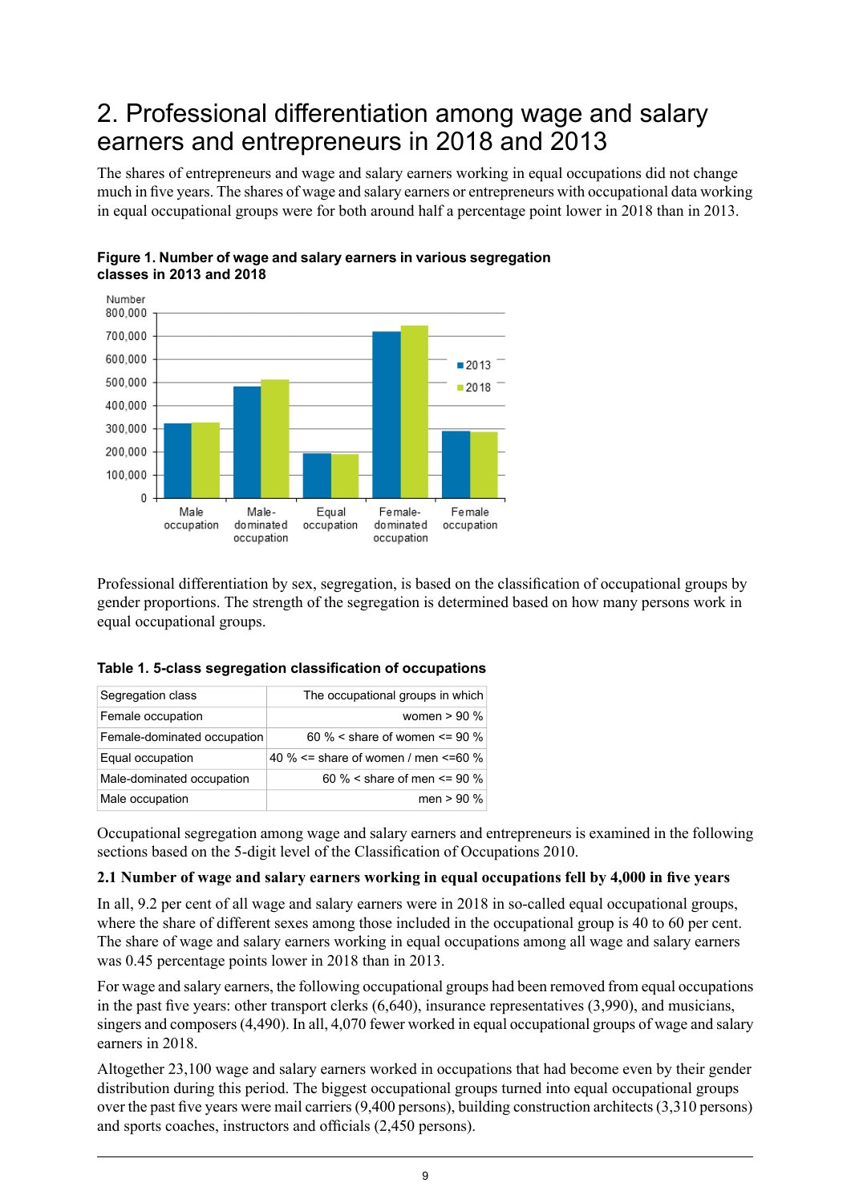## 2. Professional differentiation among wage and salary earners and entrepreneurs in 2018 and 2013

The shares of entrepreneurs and wage and salary earners working in equal occupations did not change much in five years. The shares of wage and salary earners or entrepreneurs with occupational data working in equal occupational groups were for both around half a percentage point lower in 2018 than in 2013.

**Figure 1. Number of wage and salary earners in various segregation classes in 2013 and 2018**

Professional differentiation by sex, segregation, is based on the classification of occupational groups by gender proportions. The strength of the segregation is determined based on how many persons work in equal occupational groups.

**Table 1. 5-class segregation classification of occupations**

| Segregation class | The occupational groups in which |
|---|---|
| Female occupation | women > 90 % |
| Female-dominated occupation | 60 % < share of women <= 90 % |
| Equal occupation | 40 % <= share of women / men <=60 % |
| Male-dominated occupation | 60 % < share of men <= 90 % |
| Male occupation | men > 90 % |

Occupational segregation among wage and salary earners and entrepreneurs is examined in the following sections based on the 5-digit level of the Classification of Occupations 2010.

### 2.1 Number of wage and salary earners working in equal occupations fell by 4,000 in five years

In all, 9.2 per cent of all wage and salary earners were in 2018 in so-called equal occupational groups, where the share of different sexes among those included in the occupational group is 40 to 60 per cent. The share of wage and salary earners working in equal occupations among all wage and salary earners was 0.45 percentage points lower in 2018 than in 2013.

For wage and salary earners, the following occupational groups had been removed from equal occupations in the past five years: other transport clerks (6,640), insurance representatives (3,990), and musicians, singers and composers (4,490). In all, 4,070 fewer worked in equal occupational groups of wage and salary earners in 2018.

Altogether 23,100 wage and salary earners worked in occupations that had become even by their gender distribution during this period. The biggest occupational groups turned into equal occupational groups over the past five years were mail carriers (9,400 persons), building construction architects (3,310 persons) and sports coaches, instructors and officials (2,450 persons).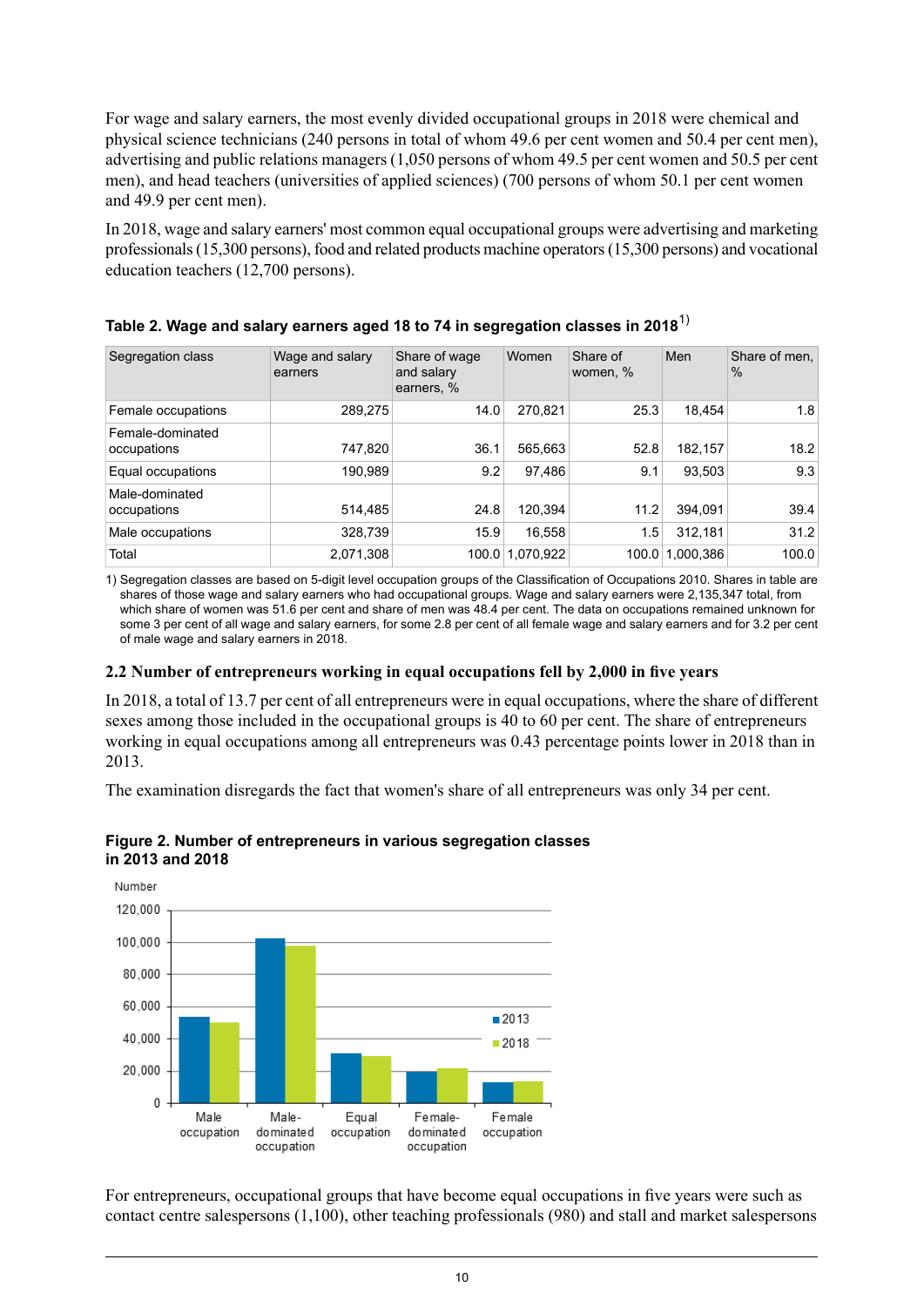For wage and salary earners, the most evenly divided occupational groups in 2018 were chemical and physical science technicians (240 persons in total of whom 49.6 per cent women and 50.4 per cent men), advertising and public relations managers (1,050 persons of whom 49.5 per cent women and 50.5 per cent men), and head teachers (universities of applied sciences) (700 persons of whom 50.1 per cent women and 49.9 per cent men).

In 2018, wage and salary earners' most common equal occupational groups were advertising and marketing professionals (15,300 persons), food and related products machine operators (15,300 persons) and vocational education teachers (12,700 persons).

**Table 2. Wage and salary earners aged 18 to 74 in segregation classes in 2018[1)]**

| Segregation class | Wage and salary earners | Share of wage and salary earners, % | Women | Share of women, % | Men | Share of men, % |
|---|---|---|---|---|---|---|
| Female occupations | 289,275 | 14.0 | 270,821 | 25.3 | 18,454 | 1.8 |
| Female-dominated occupations | 747,820 | 36.1 | 565,663 | 52.8 | 182,157 | 18.2 |
| Equal occupations | 190,989 | 9.2 | 97,486 | 9.1 | 93,503 | 9.3 |
| Male-dominated occupations | 514,485 | 24.8 | 120,394 | 11.2 | 394,091 | 39.4 |
| Male occupations | 328,739 | 15.9 | 16,558 | 1.5 | 312,181 | 31.2 |
| Total | 2,071,308 | 100.0 | 1,070,922 | 100.0 | 1,000,386 | 100.0 |

1) Segregation classes are based on 5-digit level occupation groups of the Classification of Occupations 2010. Shares in table are shares of those wage and salary earners who had occupational groups. Wage and salary earners were 2,135,347 total, from which share of women was 51.6 per cent and share of men was 48.4 per cent. The data on occupations remained unknown for some 3 per cent of all wage and salary earners, for some 2.8 per cent of all female wage and salary earners and for 3.2 per cent of male wage and salary earners in 2018.

### 2.2 Number of entrepreneurs working in equal occupations fell by 2,000 in five years

In 2018, a total of 13.7 per cent of all entrepreneurs were in equal occupations, where the share of different sexes among those included in the occupational groups is 40 to 60 per cent. The share of entrepreneurs working in equal occupations among all entrepreneurs was 0.43 percentage points lower in 2018 than in 2013.

The examination disregards the fact that women's share of all entrepreneurs was only 34 per cent.

**Figure 2. Number of entrepreneurs in various segregation classes in 2013 and 2018**

For entrepreneurs, occupational groups that have become equal occupations in five years were such as contact centre salespersons (1,100), other teaching professionals (980) and stall and market salespersons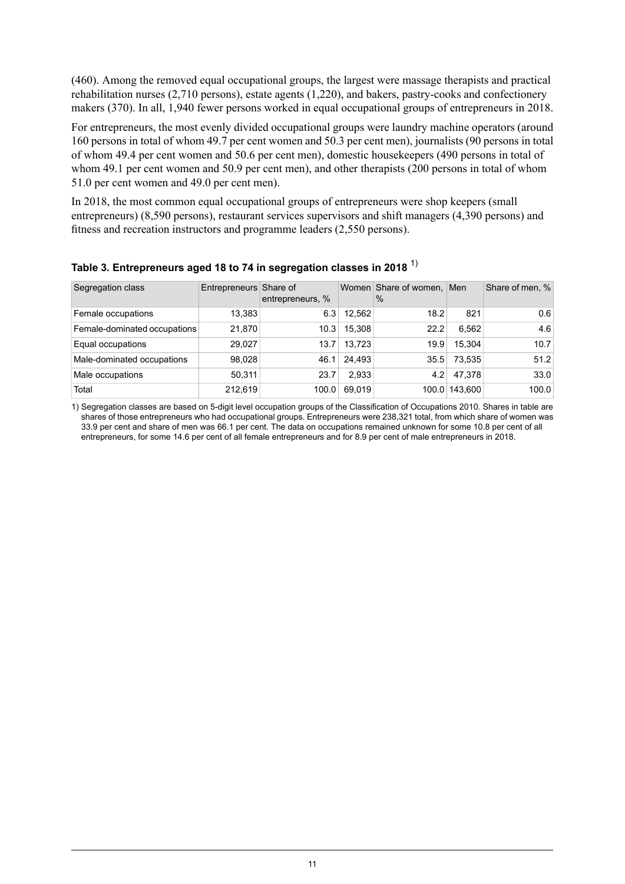(460). Among the removed equal occupational groups, the largest were massage therapists and practical rehabilitation nurses (2,710 persons), estate agents (1,220), and bakers, pastry-cooks and confectionery makers (370). In all, 1,940 fewer persons worked in equal occupational groups of entrepreneurs in 2018.

For entrepreneurs, the most evenly divided occupational groups were laundry machine operators (around 160 persons in total of whom 49.7 per cent women and 50.3 per cent men), journalists (90 persons in total of whom 49.4 per cent women and 50.6 per cent men), domestic housekeepers (490 persons in total of whom 49.1 per cent women and 50.9 per cent men), and other therapists (200 persons in total of whom 51.0 per cent women and 49.0 per cent men).

In 2018, the most common equal occupational groups of entrepreneurs were shop keepers (small entrepreneurs) (8,590 persons), restaurant services supervisors and shift managers (4,390 persons) and fitness and recreation instructors and programme leaders (2,550 persons).

### Table 3. Entrepreneurs aged 18 to 74 in segregation classes in 2018 [1)]

| Segregation class | Entrepreneurs | Share of entrepreneurs, % | Women | Share of women, % | Men | Share of men, % |
|---|---|---|---|---|---|---|
| Female occupations | 13,383 | 6.3 | 12,562 | 18.2 | 821 | 0.6 |
| Female-dominated occupations | 21,870 | 10.3 | 15,308 | 22.2 | 6,562 | 4.6 |
| Equal occupations | 29,027 | 13.7 | 13,723 | 19.9 | 15,304 | 10.7 |
| Male-dominated occupations | 98,028 | 46.1 | 24,493 | 35.5 | 73,535 | 51.2 |
| Male occupations | 50,311 | 23.7 | 2,933 | 4.2 | 47,378 | 33.0 |
| Total | 212,619 | 100.0 | 69,019 | 100.0 | 143,600 | 100.0 |

1) Segregation classes are based on 5-digit level occupation groups of the Classification of Occupations 2010. Shares in table are shares of those entrepreneurs who had occupational groups. Entrepreneurs were 238,321 total, from which share of women was 33.9 per cent and share of men was 66.1 per cent. The data on occupations remained unknown for some 10.8 per cent of all entrepreneurs, for some 14.6 per cent of all female entrepreneurs and for 8.9 per cent of male entrepreneurs in 2018.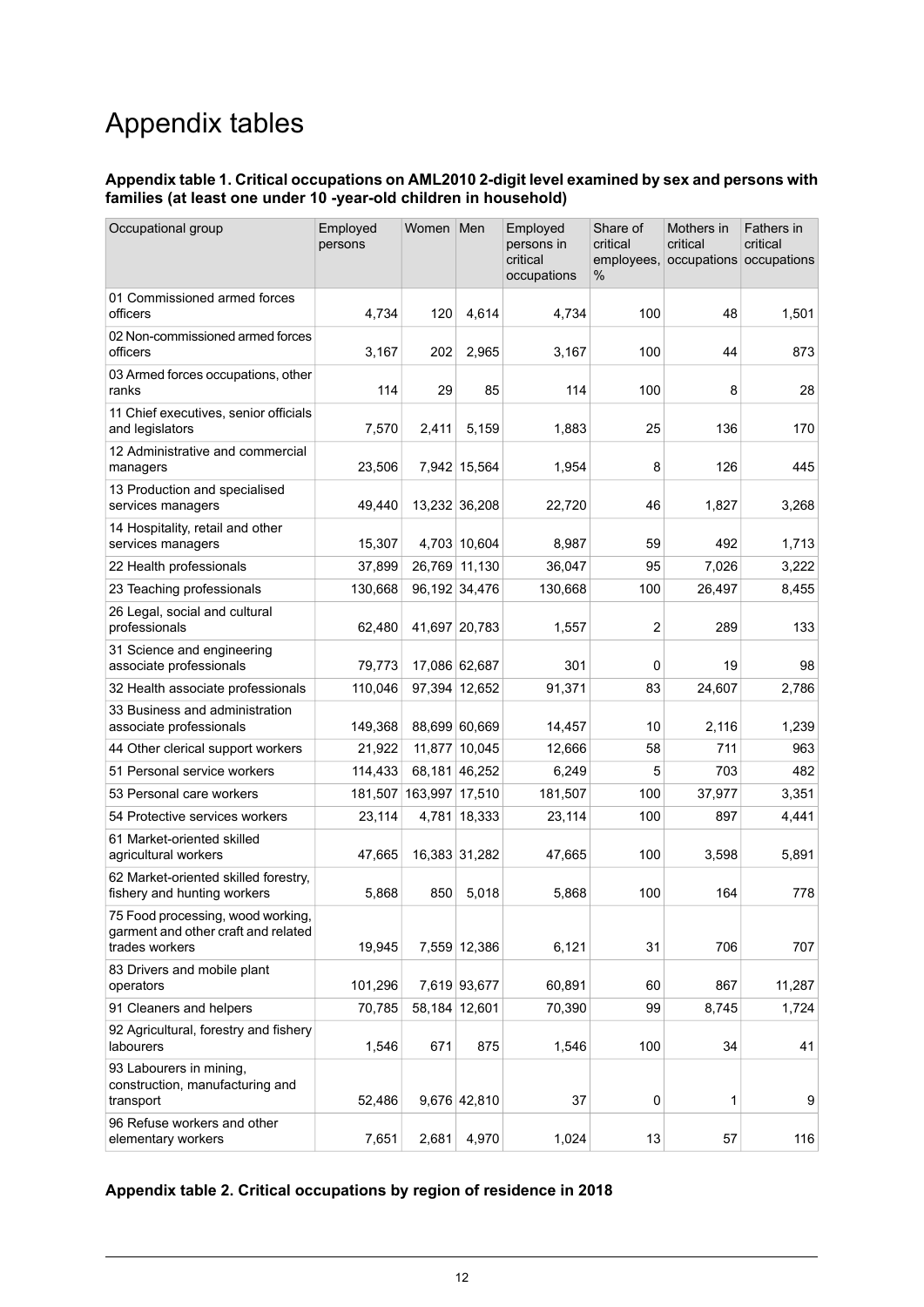# Appendix tables

**Appendix table 1. Critical occupations on AML2010 2-digit level examined by sex and persons with families (at least one under 10 -year-old children in household)**

| Occupational group | Employed persons | Women | Men | Employed persons in critical occupations | Share of critical employees, % | Mothers in critical occupations | Fathers in critical occupations |
|---|---|---|---|---|---|---|---|
| 01 Commissioned armed forces officers | 4,734 | 120 | 4,614 | 4,734 | 100 | 48 | 1,501 |
| 02 Non-commissioned armed forces officers | 3,167 | 202 | 2,965 | 3,167 | 100 | 44 | 873 |
| 03 Armed forces occupations, other ranks | 114 | 29 | 85 | 114 | 100 | 8 | 28 |
| 11 Chief executives, senior officials and legislators | 7,570 | 2,411 | 5,159 | 1,883 | 25 | 136 | 170 |
| 12 Administrative and commercial managers | 23,506 | 7,942 | 15,564 | 1,954 | 8 | 126 | 445 |
| 13 Production and specialised services managers | 49,440 | 13,232 | 36,208 | 22,720 | 46 | 1,827 | 3,268 |
| 14 Hospitality, retail and other services managers | 15,307 | 4,703 | 10,604 | 8,987 | 59 | 492 | 1,713 |
| 22 Health professionals | 37,899 | 26,769 | 11,130 | 36,047 | 95 | 7,026 | 3,222 |
| 23 Teaching professionals | 130,668 | 96,192 | 34,476 | 130,668 | 100 | 26,497 | 8,455 |
| 26 Legal, social and cultural professionals | 62,480 | 41,697 | 20,783 | 1,557 | 2 | 289 | 133 |
| 31 Science and engineering associate professionals | 79,773 | 17,086 | 62,687 | 301 | 0 | 19 | 98 |
| 32 Health associate professionals | 110,046 | 97,394 | 12,652 | 91,371 | 83 | 24,607 | 2,786 |
| 33 Business and administration associate professionals | 149,368 | 88,699 | 60,669 | 14,457 | 10 | 2,116 | 1,239 |
| 44 Other clerical support workers | 21,922 | 11,877 | 10,045 | 12,666 | 58 | 711 | 963 |
| 51 Personal service workers | 114,433 | 68,181 | 46,252 | 6,249 | 5 | 703 | 482 |
| 53 Personal care workers | 181,507 | 163,997 | 17,510 | 181,507 | 100 | 37,977 | 3,351 |
| 54 Protective services workers | 23,114 | 4,781 | 18,333 | 23,114 | 100 | 897 | 4,441 |
| 61 Market-oriented skilled agricultural workers | 47,665 | 16,383 | 31,282 | 47,665 | 100 | 3,598 | 5,891 |
| 62 Market-oriented skilled forestry, fishery and hunting workers | 5,868 | 850 | 5,018 | 5,868 | 100 | 164 | 778 |
| 75 Food processing, wood working, garment and other craft and related trades workers | 19,945 | 7,559 | 12,386 | 6,121 | 31 | 706 | 707 |
| 83 Drivers and mobile plant operators | 101,296 | 7,619 | 93,677 | 60,891 | 60 | 867 | 11,287 |
| 91 Cleaners and helpers | 70,785 | 58,184 | 12,601 | 70,390 | 99 | 8,745 | 1,724 |
| 92 Agricultural, forestry and fishery labourers | 1,546 | 671 | 875 | 1,546 | 100 | 34 | 41 |
| 93 Labourers in mining, construction, manufacturing and transport | 52,486 | 9,676 | 42,810 | 37 | 0 | 1 | 9 |
| 96 Refuse workers and other elementary workers | 7,651 | 2,681 | 4,970 | 1,024 | 13 | 57 | 116 |

**Appendix table 2. Critical occupations by region of residence in 2018**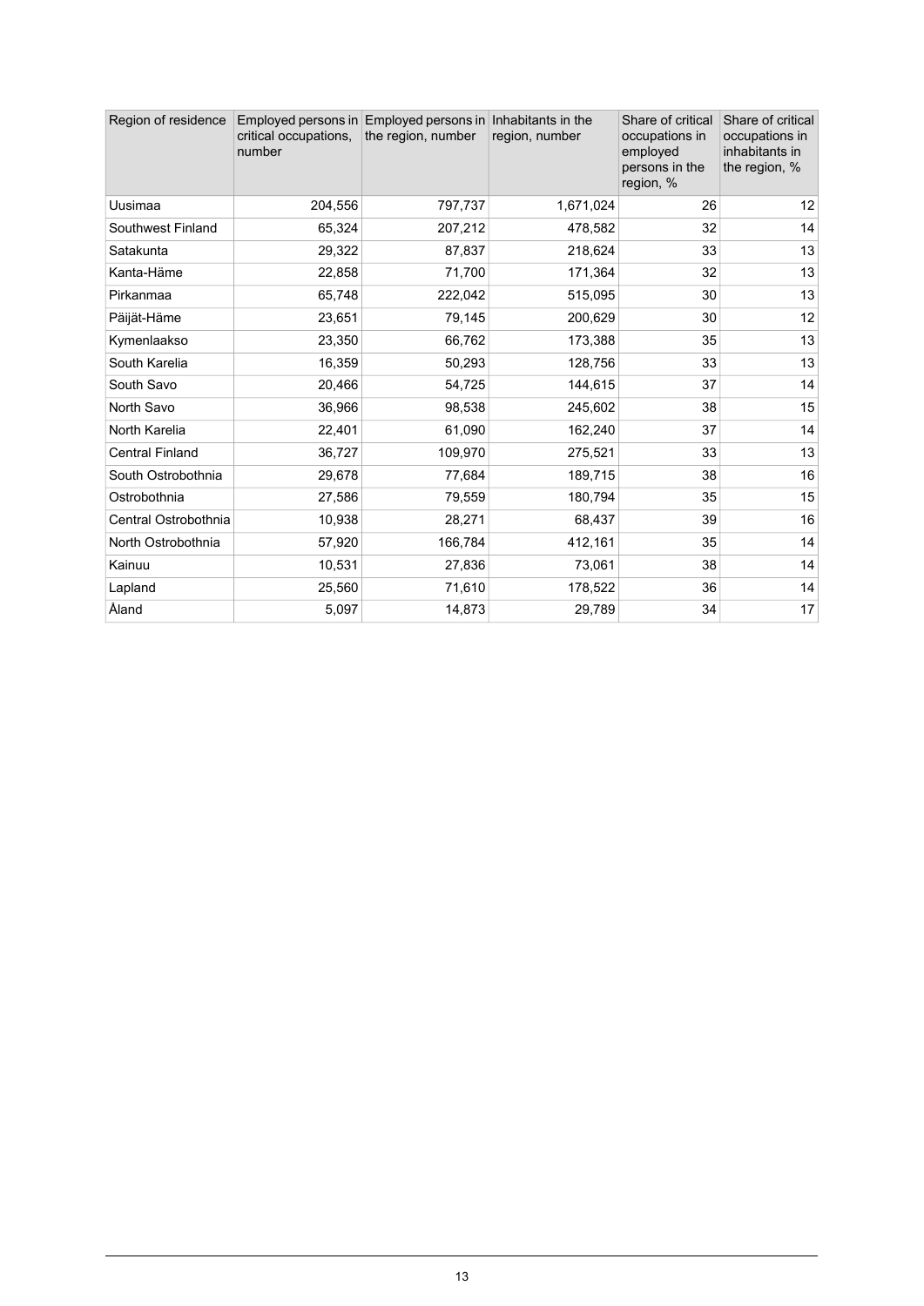| Region of residence | Employed persons in critical occupations, number | Employed persons in the region, number | Inhabitants in the region, number | Share of critical occupations in employed persons in the region, % | Share of critical occupations in inhabitants in the region, % |
|---|---|---|---|---|---|
| Uusimaa | 204,556 | 797,737 | 1,671,024 | 26 | 12 |
| Southwest Finland | 65,324 | 207,212 | 478,582 | 32 | 14 |
| Satakunta | 29,322 | 87,837 | 218,624 | 33 | 13 |
| Kanta-Häme | 22,858 | 71,700 | 171,364 | 32 | 13 |
| Pirkanmaa | 65,748 | 222,042 | 515,095 | 30 | 13 |
| Päijät-Häme | 23,651 | 79,145 | 200,629 | 30 | 12 |
| Kymenlaakso | 23,350 | 66,762 | 173,388 | 35 | 13 |
| South Karelia | 16,359 | 50,293 | 128,756 | 33 | 13 |
| South Savo | 20,466 | 54,725 | 144,615 | 37 | 14 |
| North Savo | 36,966 | 98,538 | 245,602 | 38 | 15 |
| North Karelia | 22,401 | 61,090 | 162,240 | 37 | 14 |
| Central Finland | 36,727 | 109,970 | 275,521 | 33 | 13 |
| South Ostrobothnia | 29,678 | 77,684 | 189,715 | 38 | 16 |
| Ostrobothnia | 27,586 | 79,559 | 180,794 | 35 | 15 |
| Central Ostrobothnia | 10,938 | 28,271 | 68,437 | 39 | 16 |
| North Ostrobothnia | 57,920 | 166,784 | 412,161 | 35 | 14 |
| Kainuu | 10,531 | 27,836 | 73,061 | 38 | 14 |
| Lapland | 25,560 | 71,610 | 178,522 | 36 | 14 |
| Åland | 5,097 | 14,873 | 29,789 | 34 | 17 |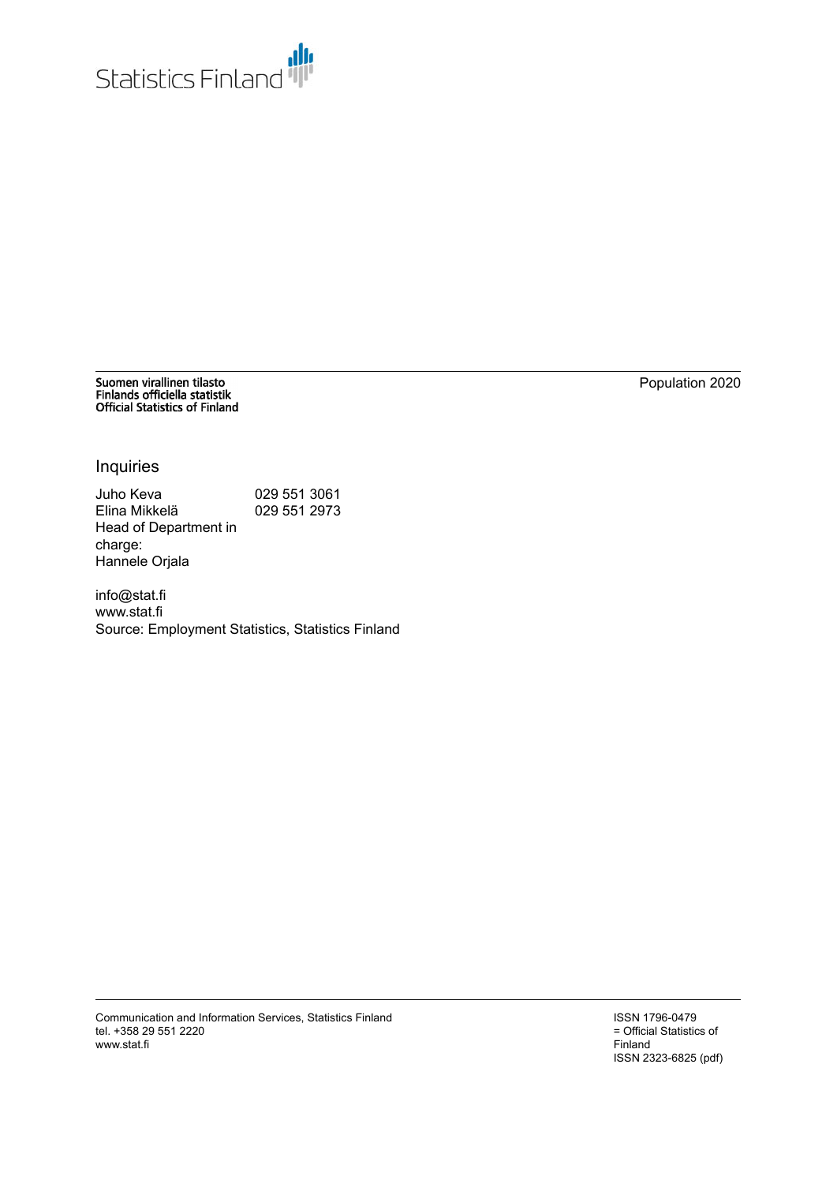Statistics Finland

Suomen virallinen tilasto
Finlands officiella statistik
Official Statistics of Finland

Population 2020

## Inquiries

| | |
|---|---|
| Juho Keva | 029 551 3061 |
| Elina Mikkelä | 029 551 2973 |
| Head of Department in charge: Hannele Orjala | |

info@stat.fi
www.stat.fi
Source: Employment Statistics, Statistics Finland

Communication and Information Services, Statistics Finland
tel. +358 29 551 2220
www.stat.fi

ISSN 1796-0479
= Official Statistics of Finland
ISSN 2323-6825 (pdf)